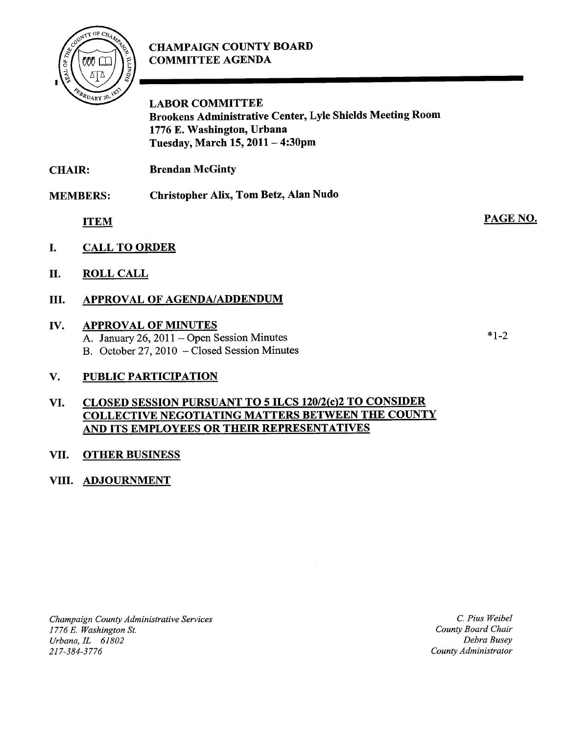# CHAMPAIGN COUNTY BOARD COMMITTEE AGENDA

**LABOR COMMITTEE**
**Brookens Administrative Center, Lyle Shields Meeting Room**
**1776 E. Washington, Urbana**
**Tuesday, March 15, 2011 – 4:30pm**

**CHAIR:** **Brendan McGinty**

**MEMBERS:** **Christopher Alix, Tom Betz, Alan Nudo**

| ITEM | PAGE NO. |
|---|---|
| **I. CALL TO ORDER** | |
| **II. ROLL CALL** | |
| **III. APPROVAL OF AGENDA/ADDENDUM** | |
| **IV. APPROVAL OF MINUTES** | |
| A. January 26, 2011 – Open Session Minutes | *1-2 |
| B. October 27, 2010 – Closed Session Minutes | |
| **V. PUBLIC PARTICIPATION** | |
| **VI. CLOSED SESSION PURSUANT TO 5 ILCS 120/2(c)2 TO CONSIDER COLLECTIVE NEGOTIATING MATTERS BETWEEN THE COUNTY AND ITS EMPLOYEES OR THEIR REPRESENTATIVES** | |
| **VII. OTHER BUSINESS** | |
| **VIII. ADJOURNMENT** | |

*Champaign County Administrative Services*
*1776 E. Washington St.*
*Urbana, IL 61802*
*217-384-3776*

*C. Pius Weibel*
*County Board Chair*
*Debra Busey*
*County Administrator*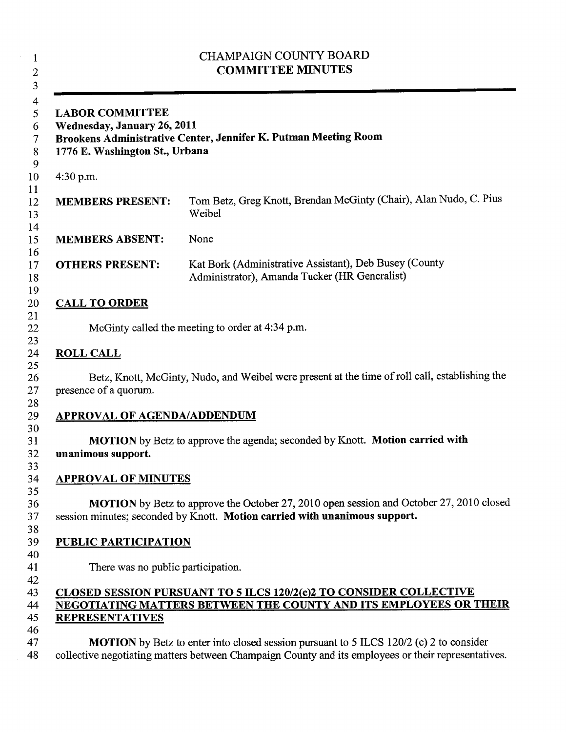# CHAMPAIGN COUNTY BOARD
## COMMITTEE MINUTES

---

**LABOR COMMITTEE**
**Wednesday, January 26, 2011**
**Brookens Administrative Center, Jennifer K. Putman Meeting Room**
**1776 E. Washington St., Urbana**

4:30 p.m.

| | |
|---|---|
| **MEMBERS PRESENT:** | Tom Betz, Greg Knott, Brendan McGinty (Chair), Alan Nudo, C. Pius Weibel |
| **MEMBERS ABSENT:** | None |
| **OTHERS PRESENT:** | Kat Bork (Administrative Assistant), Deb Busey (County Administrator), Amanda Tucker (HR Generalist) |

**CALL TO ORDER**

McGinty called the meeting to order at 4:34 p.m.

**ROLL CALL**

Betz, Knott, McGinty, Nudo, and Weibel were present at the time of roll call, establishing the presence of a quorum.

**APPROVAL OF AGENDA/ADDENDUM**

**MOTION** by Betz to approve the agenda; seconded by Knott. **Motion carried with unanimous support.**

**APPROVAL OF MINUTES**

**MOTION** by Betz to approve the October 27, 2010 open session and October 27, 2010 closed session minutes; seconded by Knott. **Motion carried with unanimous support.**

**PUBLIC PARTICIPATION**

There was no public participation.

**CLOSED SESSION PURSUANT TO 5 ILCS 120/2(c)2 TO CONSIDER COLLECTIVE NEGOTIATING MATTERS BETWEEN THE COUNTY AND ITS EMPLOYEES OR THEIR REPRESENTATIVES**

**MOTION** by Betz to enter into closed session pursuant to 5 ILCS 120/2 (c) 2 to consider collective negotiating matters between Champaign County and its employees or their representatives.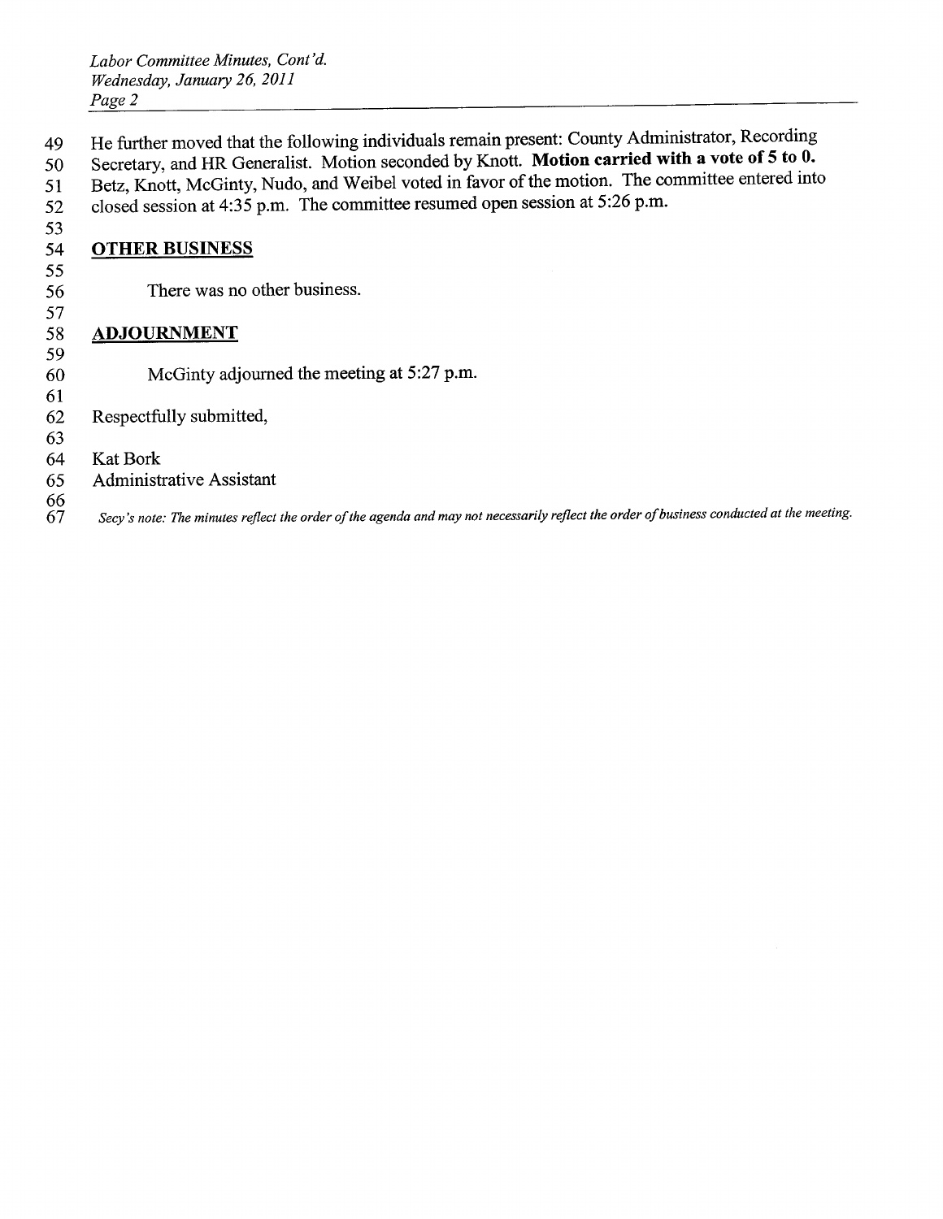He further moved that the following individuals remain present: County Administrator, Recording Secretary, and HR Generalist. Motion seconded by Knott. **Motion carried with a vote of 5 to 0.** Betz, Knott, McGinty, Nudo, and Weibel voted in favor of the motion. The committee entered into closed session at 4:35 p.m. The committee resumed open session at 5:26 p.m.

## OTHER BUSINESS

There was no other business.

## ADJOURNMENT

McGinty adjourned the meeting at 5:27 p.m.

Respectfully submitted,

Kat Bork
Administrative Assistant

*Secy's note: The minutes reflect the order of the agenda and may not necessarily reflect the order of business conducted at the meeting.*